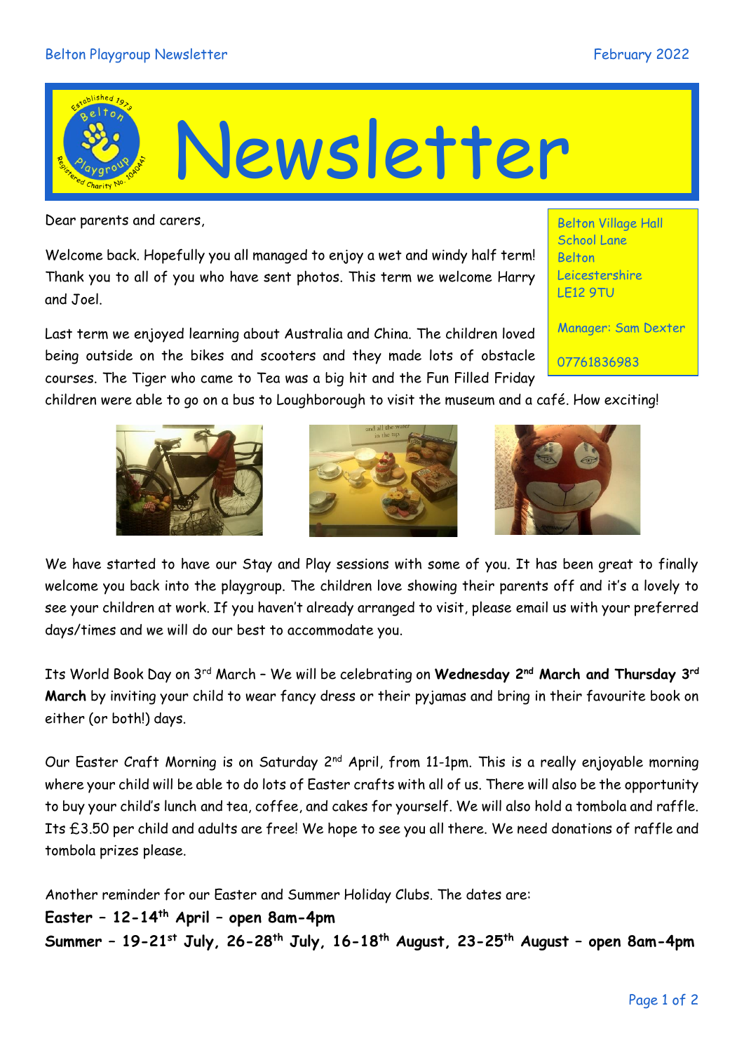# Newsletter

Belton Village Hall
School Lane
Belton
Leicestershire
LE12 9TU

Manager: Sam Dexter

07761836983

Dear parents and carers,

Welcome back. Hopefully you all managed to enjoy a wet and windy half term! Thank you to all of you who have sent photos. This term we welcome Harry and Joel.

Last term we enjoyed learning about Australia and China. The children loved being outside on the bikes and scooters and they made lots of obstacle courses. The Tiger who came to Tea was a big hit and the Fun Filled Friday children were able to go on a bus to Loughborough to visit the museum and a café. How exciting!

We have started to have our Stay and Play sessions with some of you. It has been great to finally welcome you back into the playgroup. The children love showing their parents off and it's a lovely to see your children at work. If you haven't already arranged to visit, please email us with your preferred days/times and we will do our best to accommodate you.

Its World Book Day on 3rd March – We will be celebrating on **Wednesday 2nd March and Thursday 3rd March** by inviting your child to wear fancy dress or their pyjamas and bring in their favourite book on either (or both!) days.

Our Easter Craft Morning is on Saturday 2nd April, from 11-1pm. This is a really enjoyable morning where your child will be able to do lots of Easter crafts with all of us. There will also be the opportunity to buy your child's lunch and tea, coffee, and cakes for yourself. We will also hold a tombola and raffle. Its £3.50 per child and adults are free! We hope to see you all there. We need donations of raffle and tombola prizes please.

Another reminder for our Easter and Summer Holiday Clubs. The dates are:

**Easter – 12-14th April – open 8am-4pm**

**Summer – 19-21st July, 26-28th July, 16-18th August, 23-25th August – open 8am-4pm**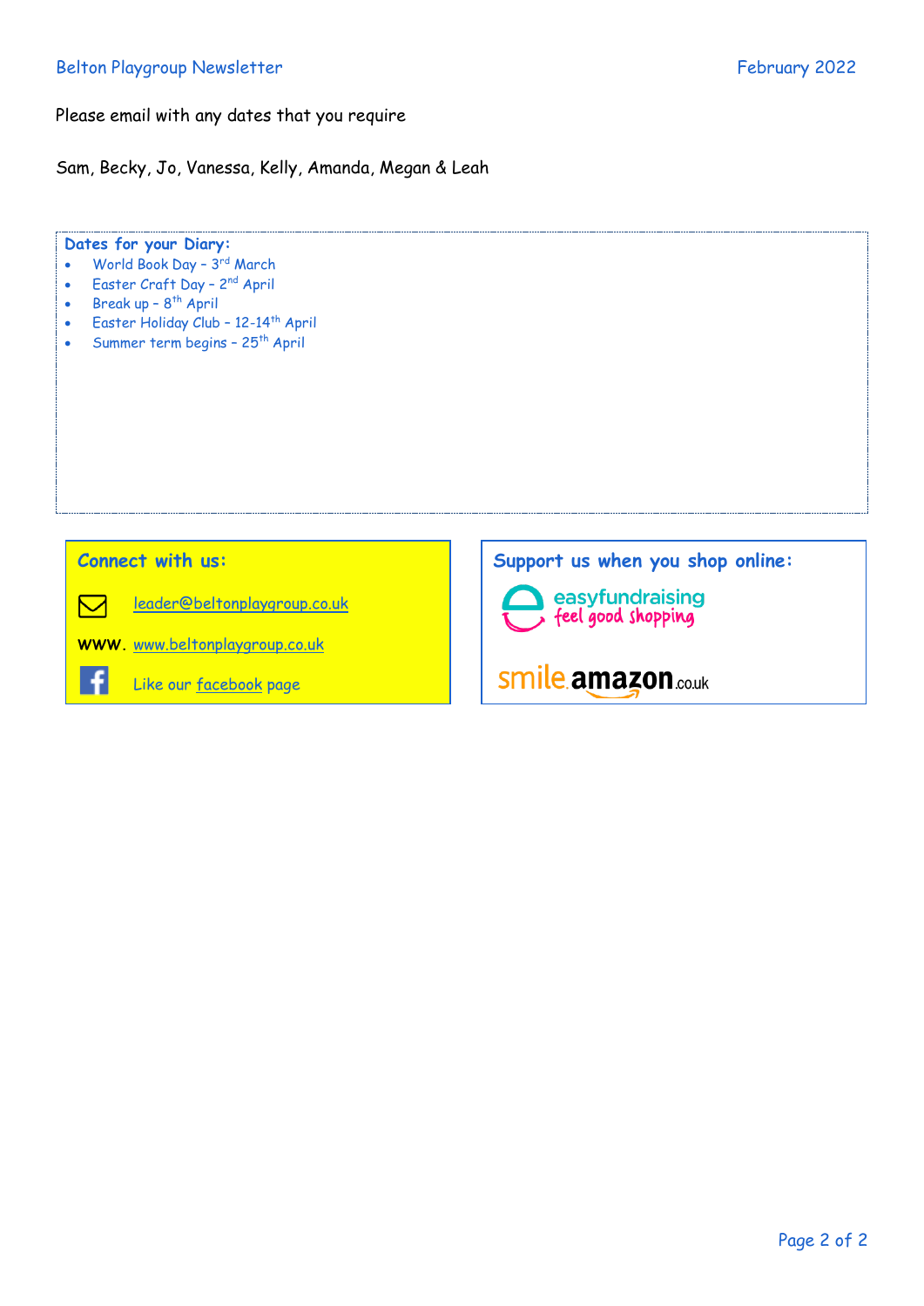Please email with any dates that you require

Sam, Becky, Jo, Vanessa, Kelly, Amanda, Megan & Leah

**Dates for your Diary:**

- World Book Day – 3rd March
- Easter Craft Day – 2nd April
- Break up – 8th April
- Easter Holiday Club – 12-14th April
- Summer term begins – 25th April

**Connect with us:**

leader@beltonplaygroup.co.uk

www. www.beltonplaygroup.co.uk

Like our facebook page

**Support us when you shop online:**

easyfundraising feel good shopping

smile.amazon.co.uk